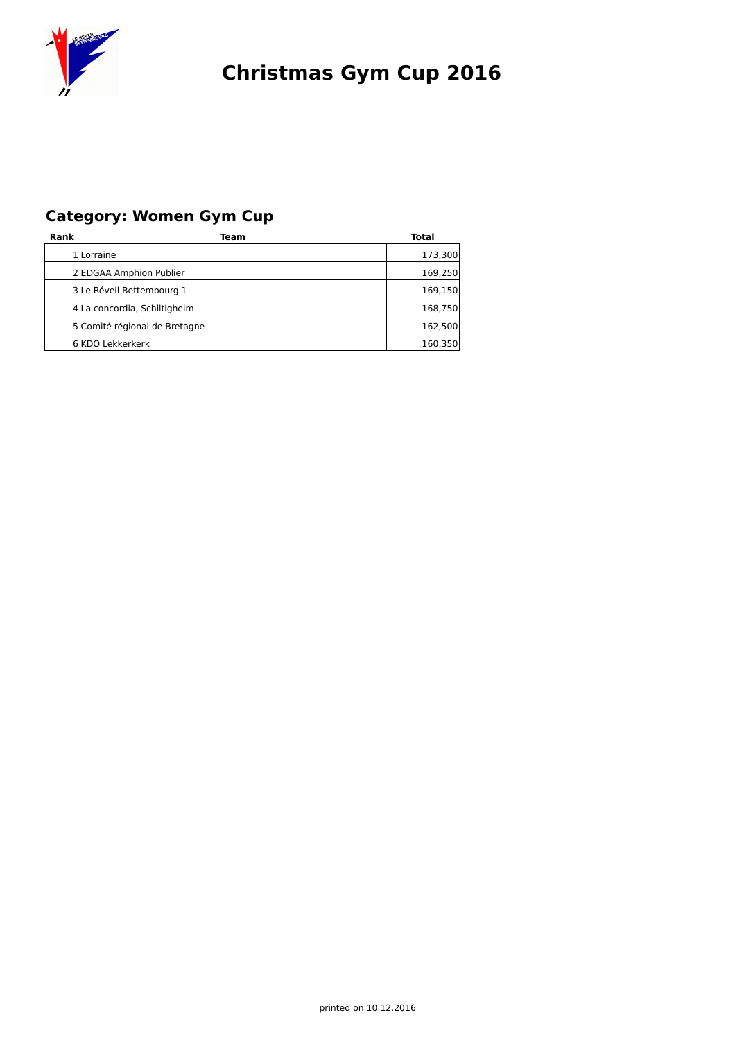# Christmas Gym Cup 2016

## Category: Women Gym Cup

| Rank | Team | Total |
|---|---|---|
| 1 | Lorraine | 173,300 |
| 2 | EDGAA Amphion Publier | 169,250 |
| 3 | Le Réveil Bettembourg 1 | 169,150 |
| 4 | La concordia, Schiltigheim | 168,750 |
| 5 | Comité régional de Bretagne | 162,500 |
| 6 | KDO Lekkerkerk | 160,350 |

printed on 10.12.2016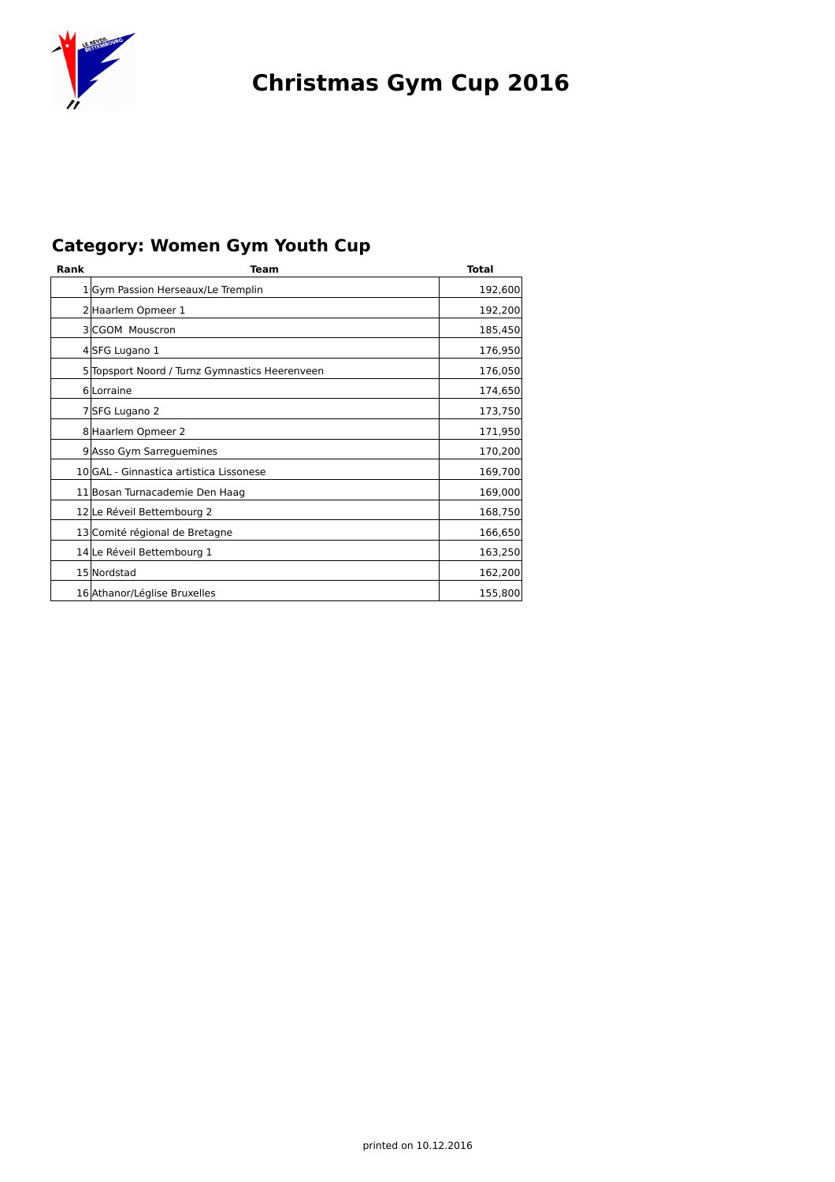# Christmas Gym Cup 2016

## Category: Women Gym Youth Cup

| Rank | Team | Total |
|---|---|---|
| 1 | Gym Passion Herseaux/Le Tremplin | 192,600 |
| 2 | Haarlem Opmeer 1 | 192,200 |
| 3 | CGOM Mouscron | 185,450 |
| 4 | SFG Lugano 1 | 176,950 |
| 5 | Topsport Noord / Turnz Gymnastics Heerenveen | 176,050 |
| 6 | Lorraine | 174,650 |
| 7 | SFG Lugano 2 | 173,750 |
| 8 | Haarlem Opmeer 2 | 171,950 |
| 9 | Asso Gym Sarreguemines | 170,200 |
| 10 | GAL - Ginnastica artistica Lissonese | 169,700 |
| 11 | Bosan Turnacademie Den Haag | 169,000 |
| 12 | Le Réveil Bettembourg 2 | 168,750 |
| 13 | Comité régional de Bretagne | 166,650 |
| 14 | Le Réveil Bettembourg 1 | 163,250 |
| 15 | Nordstad | 162,200 |
| 16 | Athanor/Léglise Bruxelles | 155,800 |

printed on 10.12.2016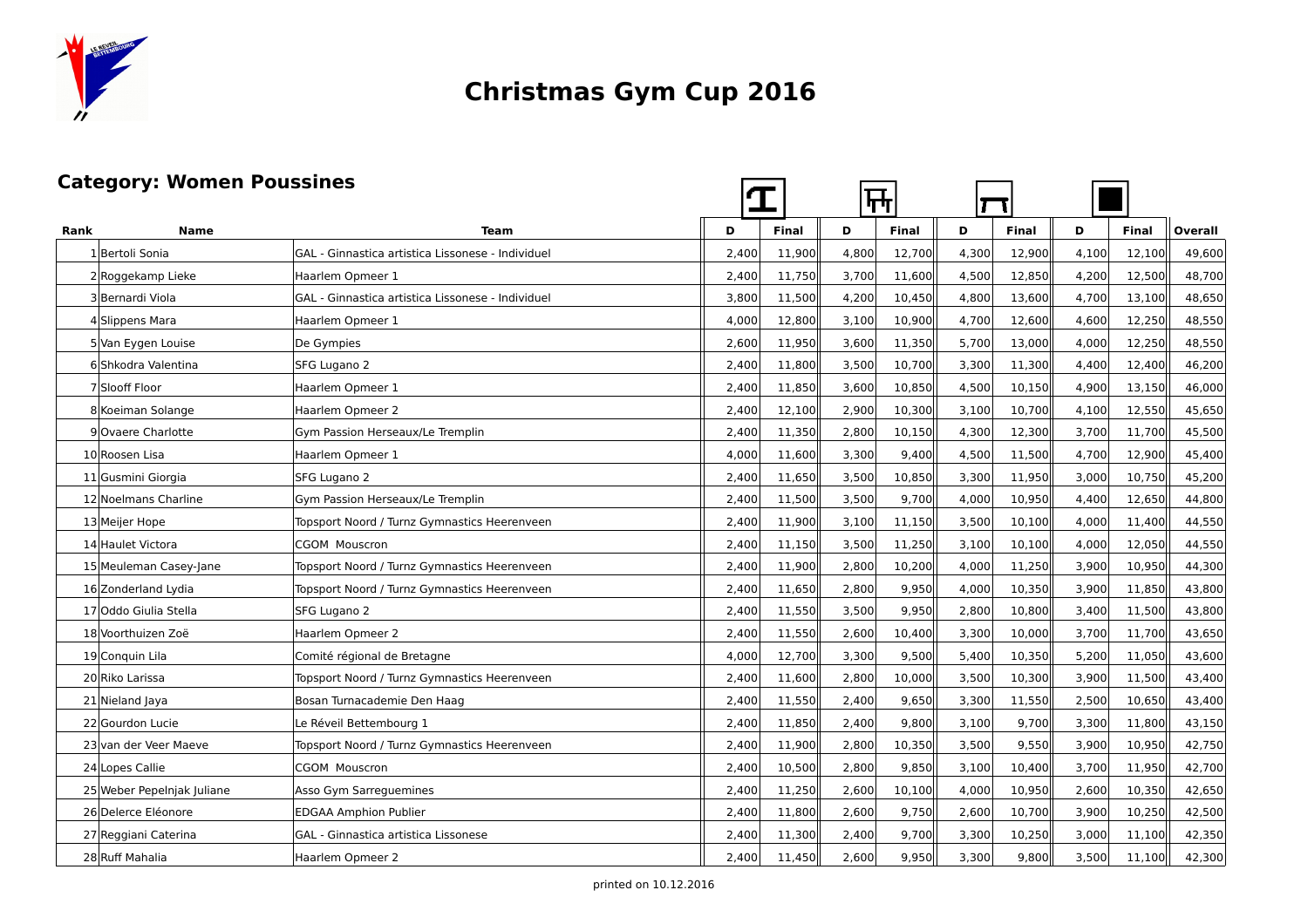# Christmas Gym Cup 2016

## Category: Women Poussines

| Rank | Name | Team | D | Final | D | Final | D | Final | D | Final | Overall |
|---|---|---|---|---|---|---|---|---|---|---|---|
| 1 | Bertoli Sonia | GAL - Ginnastica artistica Lissonese - Individuel | 2,400 | 11,900 | 4,800 | 12,700 | 4,300 | 12,900 | 4,100 | 12,100 | 49,600 |
| 2 | Roggekamp Lieke | Haarlem Opmeer 1 | 2,400 | 11,750 | 3,700 | 11,600 | 4,500 | 12,850 | 4,200 | 12,500 | 48,700 |
| 3 | Bernardi Viola | GAL - Ginnastica artistica Lissonese - Individuel | 3,800 | 11,500 | 4,200 | 10,450 | 4,800 | 13,600 | 4,700 | 13,100 | 48,650 |
| 4 | Slippens Mara | Haarlem Opmeer 1 | 4,000 | 12,800 | 3,100 | 10,900 | 4,700 | 12,600 | 4,600 | 12,250 | 48,550 |
| 5 | Van Eygen Louise | De Gympies | 2,600 | 11,950 | 3,600 | 11,350 | 5,700 | 13,000 | 4,000 | 12,250 | 48,550 |
| 6 | Shkodra Valentina | SFG Lugano 2 | 2,400 | 11,800 | 3,500 | 10,700 | 3,300 | 11,300 | 4,400 | 12,400 | 46,200 |
| 7 | Slooff Floor | Haarlem Opmeer 1 | 2,400 | 11,850 | 3,600 | 10,850 | 4,500 | 10,150 | 4,900 | 13,150 | 46,000 |
| 8 | Koeiman Solange | Haarlem Opmeer 2 | 2,400 | 12,100 | 2,900 | 10,300 | 3,100 | 10,700 | 4,100 | 12,550 | 45,650 |
| 9 | Ovaere Charlotte | Gym Passion Herseaux/Le Tremplin | 2,400 | 11,350 | 2,800 | 10,150 | 4,300 | 12,300 | 3,700 | 11,700 | 45,500 |
| 10 | Roosen Lisa | Haarlem Opmeer 1 | 4,000 | 11,600 | 3,300 | 9,400 | 4,500 | 11,500 | 4,700 | 12,900 | 45,400 |
| 11 | Gusmini Giorgia | SFG Lugano 2 | 2,400 | 11,650 | 3,500 | 10,850 | 3,300 | 11,950 | 3,000 | 10,750 | 45,200 |
| 12 | Noelmans Charline | Gym Passion Herseaux/Le Tremplin | 2,400 | 11,500 | 3,500 | 9,700 | 4,000 | 10,950 | 4,400 | 12,650 | 44,800 |
| 13 | Meijer Hope | Topsport Noord / Turnz Gymnastics Heerenveen | 2,400 | 11,900 | 3,100 | 11,150 | 3,500 | 10,100 | 4,000 | 11,400 | 44,550 |
| 14 | Haulet Victora | CGOM Mouscron | 2,400 | 11,150 | 3,500 | 11,250 | 3,100 | 10,100 | 4,000 | 12,050 | 44,550 |
| 15 | Meuleman Casey-Jane | Topsport Noord / Turnz Gymnastics Heerenveen | 2,400 | 11,900 | 2,800 | 10,200 | 4,000 | 11,250 | 3,900 | 10,950 | 44,300 |
| 16 | Zonderland Lydia | Topsport Noord / Turnz Gymnastics Heerenveen | 2,400 | 11,650 | 2,800 | 9,950 | 4,000 | 10,350 | 3,900 | 11,850 | 43,800 |
| 17 | Oddo Giulia Stella | SFG Lugano 2 | 2,400 | 11,550 | 3,500 | 9,950 | 2,800 | 10,800 | 3,400 | 11,500 | 43,800 |
| 18 | Voorthuizen Zoë | Haarlem Opmeer 2 | 2,400 | 11,550 | 2,600 | 10,400 | 3,300 | 10,000 | 3,700 | 11,700 | 43,650 |
| 19 | Conquin Lila | Comité régional de Bretagne | 4,000 | 12,700 | 3,300 | 9,500 | 5,400 | 10,350 | 5,200 | 11,050 | 43,600 |
| 20 | Riko Larissa | Topsport Noord / Turnz Gymnastics Heerenveen | 2,400 | 11,600 | 2,800 | 10,000 | 3,500 | 10,300 | 3,900 | 11,500 | 43,400 |
| 21 | Nieland Jaya | Bosan Turnacademie Den Haag | 2,400 | 11,550 | 2,400 | 9,650 | 3,300 | 11,550 | 2,500 | 10,650 | 43,400 |
| 22 | Gourdon Lucie | Le Réveil Bettembourg 1 | 2,400 | 11,850 | 2,400 | 9,800 | 3,100 | 9,700 | 3,300 | 11,800 | 43,150 |
| 23 | van der Veer Maeve | Topsport Noord / Turnz Gymnastics Heerenveen | 2,400 | 11,900 | 2,800 | 10,350 | 3,500 | 9,550 | 3,900 | 10,950 | 42,750 |
| 24 | Lopes Callie | CGOM Mouscron | 2,400 | 10,500 | 2,800 | 9,850 | 3,100 | 10,400 | 3,700 | 11,950 | 42,700 |
| 25 | Weber Pepelnjak Juliane | Asso Gym Sarreguemines | 2,400 | 11,250 | 2,600 | 10,100 | 4,000 | 10,950 | 2,600 | 10,350 | 42,650 |
| 26 | Delerce Eléonore | EDGAA Amphion Publier | 2,400 | 11,800 | 2,600 | 9,750 | 2,600 | 10,700 | 3,900 | 10,250 | 42,500 |
| 27 | Reggiani Caterina | GAL - Ginnastica artistica Lissonese | 2,400 | 11,300 | 2,400 | 9,700 | 3,300 | 10,250 | 3,000 | 11,100 | 42,350 |
| 28 | Ruff Mahalia | Haarlem Opmeer 2 | 2,400 | 11,450 | 2,600 | 9,950 | 3,300 | 9,800 | 3,500 | 11,100 | 42,300 |

printed on 10.12.2016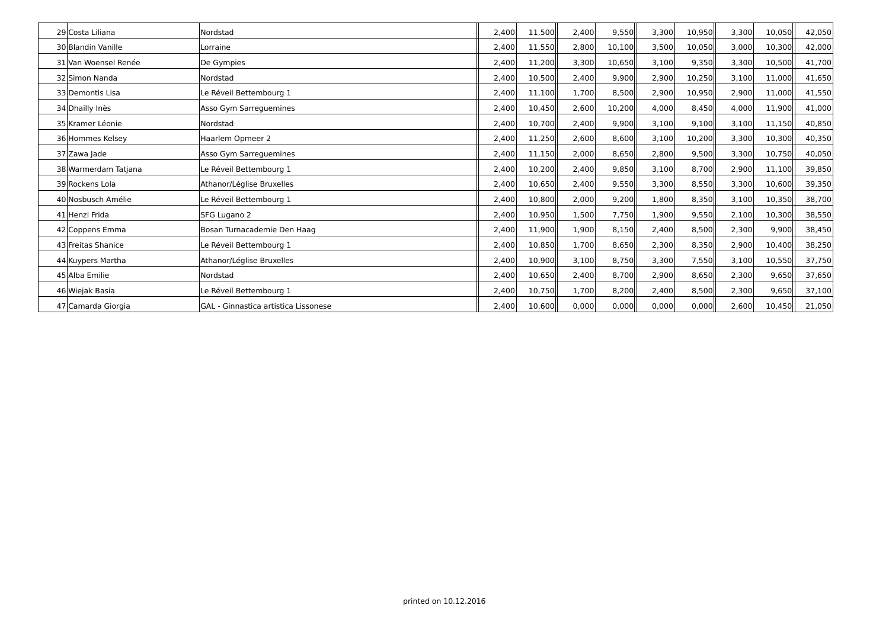| | | | | | | | | | | | |
|---|---|---|---|---|---|---|---|---|---|---|---|
| 29 | Costa Liliana | Nordstad | 2,400 | 11,500 | 2,400 | 9,550 | 3,300 | 10,950 | 3,300 | 10,050 | 42,050 |
| 30 | Blandin Vanille | Lorraine | 2,400 | 11,550 | 2,800 | 10,100 | 3,500 | 10,050 | 3,000 | 10,300 | 42,000 |
| 31 | Van Woensel Renée | De Gympies | 2,400 | 11,200 | 3,300 | 10,650 | 3,100 | 9,350 | 3,300 | 10,500 | 41,700 |
| 32 | Simon Nanda | Nordstad | 2,400 | 10,500 | 2,400 | 9,900 | 2,900 | 10,250 | 3,100 | 11,000 | 41,650 |
| 33 | Demontis Lisa | Le Réveil Bettembourg 1 | 2,400 | 11,100 | 1,700 | 8,500 | 2,900 | 10,950 | 2,900 | 11,000 | 41,550 |
| 34 | Dhailly Inès | Asso Gym Sarreguemines | 2,400 | 10,450 | 2,600 | 10,200 | 4,000 | 8,450 | 4,000 | 11,900 | 41,000 |
| 35 | Kramer Léonie | Nordstad | 2,400 | 10,700 | 2,400 | 9,900 | 3,100 | 9,100 | 3,100 | 11,150 | 40,850 |
| 36 | Hommes Kelsey | Haarlem Opmeer 2 | 2,400 | 11,250 | 2,600 | 8,600 | 3,100 | 10,200 | 3,300 | 10,300 | 40,350 |
| 37 | Zawa Jade | Asso Gym Sarreguemines | 2,400 | 11,150 | 2,000 | 8,650 | 2,800 | 9,500 | 3,300 | 10,750 | 40,050 |
| 38 | Warmerdam Tatjana | Le Réveil Bettembourg 1 | 2,400 | 10,200 | 2,400 | 9,850 | 3,100 | 8,700 | 2,900 | 11,100 | 39,850 |
| 39 | Rockens Lola | Athanor/Léglise Bruxelles | 2,400 | 10,650 | 2,400 | 9,550 | 3,300 | 8,550 | 3,300 | 10,600 | 39,350 |
| 40 | Nosbusch Amélie | Le Réveil Bettembourg 1 | 2,400 | 10,800 | 2,000 | 9,200 | 1,800 | 8,350 | 3,100 | 10,350 | 38,700 |
| 41 | Henzi Frida | SFG Lugano 2 | 2,400 | 10,950 | 1,500 | 7,750 | 1,900 | 9,550 | 2,100 | 10,300 | 38,550 |
| 42 | Coppens Emma | Bosan Turnacademie Den Haag | 2,400 | 11,900 | 1,900 | 8,150 | 2,400 | 8,500 | 2,300 | 9,900 | 38,450 |
| 43 | Freitas Shanice | Le Réveil Bettembourg 1 | 2,400 | 10,850 | 1,700 | 8,650 | 2,300 | 8,350 | 2,900 | 10,400 | 38,250 |
| 44 | Kuypers Martha | Athanor/Léglise Bruxelles | 2,400 | 10,900 | 3,100 | 8,750 | 3,300 | 7,550 | 3,100 | 10,550 | 37,750 |
| 45 | Alba Emilie | Nordstad | 2,400 | 10,650 | 2,400 | 8,700 | 2,900 | 8,650 | 2,300 | 9,650 | 37,650 |
| 46 | Wiejak Basia | Le Réveil Bettembourg 1 | 2,400 | 10,750 | 1,700 | 8,200 | 2,400 | 8,500 | 2,300 | 9,650 | 37,100 |
| 47 | Camarda Giorgia | GAL - Ginnastica artistica Lissonese | 2,400 | 10,600 | 0,000 | 0,000 | 0,000 | 0,000 | 2,600 | 10,450 | 21,050 |

printed on 10.12.2016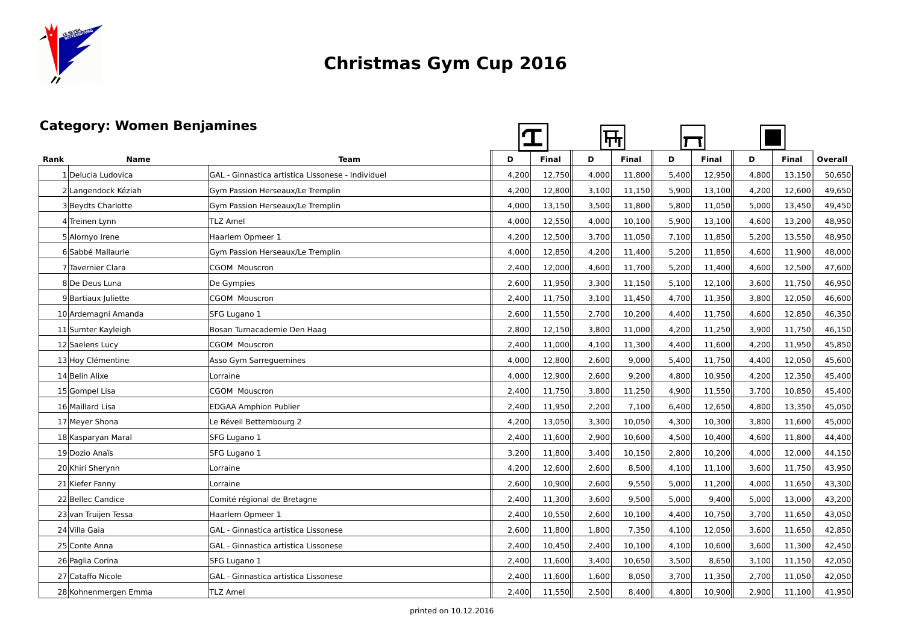# Christmas Gym Cup 2016

## Category: Women Benjamines

| Rank | Name | Team | D | Final | D | Final | D | Final | D | Final | Overall |
|---|---|---|---|---|---|---|---|---|---|---|---|
| 1 | Delucia Ludovica | GAL - Ginnastica artistica Lissonese - Individuel | 4,200 | 12,750 | 4,000 | 11,800 | 5,400 | 12,950 | 4,800 | 13,150 | 50,650 |
| 2 | Langendock Kéziah | Gym Passion Herseaux/Le Tremplin | 4,200 | 12,800 | 3,100 | 11,150 | 5,900 | 13,100 | 4,200 | 12,600 | 49,650 |
| 3 | Beydts Charlotte | Gym Passion Herseaux/Le Tremplin | 4,000 | 13,150 | 3,500 | 11,800 | 5,800 | 11,050 | 5,000 | 13,450 | 49,450 |
| 4 | Treinen Lynn | TLZ Amel | 4,000 | 12,550 | 4,000 | 10,100 | 5,900 | 13,100 | 4,600 | 13,200 | 48,950 |
| 5 | Alornyo Irene | Haarlem Opmeer 1 | 4,200 | 12,500 | 3,700 | 11,050 | 7,100 | 11,850 | 5,200 | 13,550 | 48,950 |
| 6 | Sabbé Mallaurie | Gym Passion Herseaux/Le Tremplin | 4,000 | 12,850 | 4,200 | 11,400 | 5,200 | 11,850 | 4,600 | 11,900 | 48,000 |
| 7 | Tavernier Clara | CGOM Mouscron | 2,400 | 12,000 | 4,600 | 11,700 | 5,200 | 11,400 | 4,600 | 12,500 | 47,600 |
| 8 | De Deus Luna | De Gympies | 2,600 | 11,950 | 3,300 | 11,150 | 5,100 | 12,100 | 3,600 | 11,750 | 46,950 |
| 9 | Bartiaux Juliette | CGOM Mouscron | 2,400 | 11,750 | 3,100 | 11,450 | 4,700 | 11,350 | 3,800 | 12,050 | 46,600 |
| 10 | Ardemagni Amanda | SFG Lugano 1 | 2,600 | 11,550 | 2,700 | 10,200 | 4,400 | 11,750 | 4,600 | 12,850 | 46,350 |
| 11 | Sumter Kayleigh | Bosan Turnacademie Den Haag | 2,800 | 12,150 | 3,800 | 11,000 | 4,200 | 11,250 | 3,900 | 11,750 | 46,150 |
| 12 | Saelens Lucy | CGOM Mouscron | 2,400 | 11,000 | 4,100 | 11,300 | 4,400 | 11,600 | 4,200 | 11,950 | 45,850 |
| 13 | Hoy Clémentine | Asso Gym Sarreguemines | 4,000 | 12,800 | 2,600 | 9,000 | 5,400 | 11,750 | 4,400 | 12,050 | 45,600 |
| 14 | Belin Alixe | Lorraine | 4,000 | 12,900 | 2,600 | 9,200 | 4,800 | 10,950 | 4,200 | 12,350 | 45,400 |
| 15 | Gompel Lisa | CGOM Mouscron | 2,400 | 11,750 | 3,800 | 11,250 | 4,900 | 11,550 | 3,700 | 10,850 | 45,400 |
| 16 | Maillard Lisa | EDGAA Amphion Publier | 2,400 | 11,950 | 2,200 | 7,100 | 6,400 | 12,650 | 4,800 | 13,350 | 45,050 |
| 17 | Meyer Shona | Le Réveil Bettembourg 2 | 4,200 | 13,050 | 3,300 | 10,050 | 4,300 | 10,300 | 3,800 | 11,600 | 45,000 |
| 18 | Kasparyan Maral | SFG Lugano 1 | 2,400 | 11,600 | 2,900 | 10,600 | 4,500 | 10,400 | 4,600 | 11,800 | 44,400 |
| 19 | Dozio Anaïs | SFG Lugano 1 | 3,200 | 11,800 | 3,400 | 10,150 | 2,800 | 10,200 | 4,000 | 12,000 | 44,150 |
| 20 | Khiri Sherynn | Lorraine | 4,200 | 12,600 | 2,600 | 8,500 | 4,100 | 11,100 | 3,600 | 11,750 | 43,950 |
| 21 | Kiefer Fanny | Lorraine | 2,600 | 10,900 | 2,600 | 9,550 | 5,000 | 11,200 | 4,000 | 11,650 | 43,300 |
| 22 | Bellec Candice | Comité régional de Bretagne | 2,400 | 11,300 | 3,600 | 9,500 | 5,000 | 9,400 | 5,000 | 13,000 | 43,200 |
| 23 | van Truijen Tessa | Haarlem Opmeer 1 | 2,400 | 10,550 | 2,600 | 10,100 | 4,400 | 10,750 | 3,700 | 11,650 | 43,050 |
| 24 | Villa Gaia | GAL - Ginnastica artistica Lissonese | 2,600 | 11,800 | 1,800 | 7,350 | 4,100 | 12,050 | 3,600 | 11,650 | 42,850 |
| 25 | Conte Anna | GAL - Ginnastica artistica Lissonese | 2,400 | 10,450 | 2,400 | 10,100 | 4,100 | 10,600 | 3,600 | 11,300 | 42,450 |
| 26 | Paglia Corina | SFG Lugano 1 | 2,400 | 11,600 | 3,400 | 10,650 | 3,500 | 8,650 | 3,100 | 11,150 | 42,050 |
| 27 | Cataffo Nicole | GAL - Ginnastica artistica Lissonese | 2,400 | 11,600 | 1,600 | 8,050 | 3,700 | 11,350 | 2,700 | 11,050 | 42,050 |
| 28 | Kohnenmergen Emma | TLZ Amel | 2,400 | 11,550 | 2,500 | 8,400 | 4,800 | 10,900 | 2,900 | 11,100 | 41,950 |

printed on 10.12.2016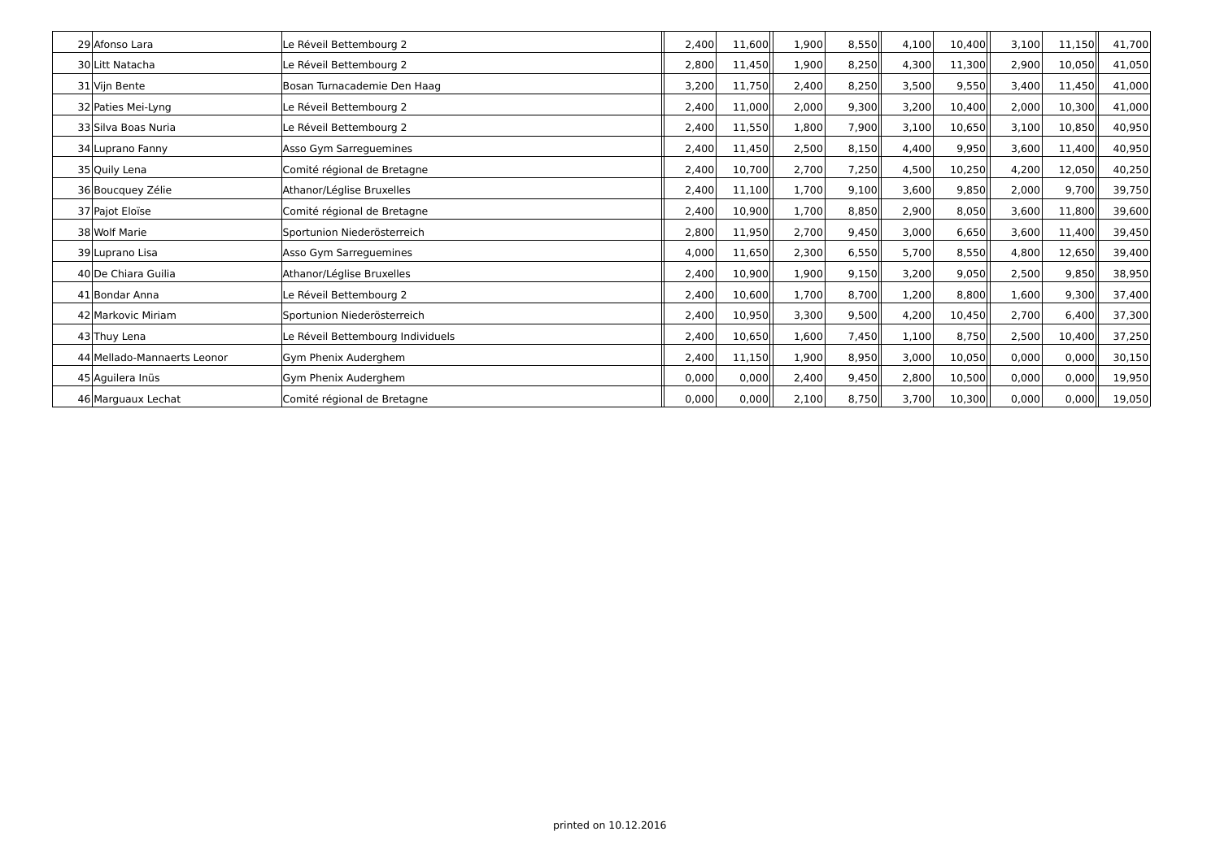| | | | | | | | | | | | |
|---|---|---|---|---|---|---|---|---|---|---|---|
| 29 | Afonso Lara | Le Réveil Bettembourg 2 | 2,400 | 11,600 | 1,900 | 8,550 | 4,100 | 10,400 | 3,100 | 11,150 | 41,700 |
| 30 | Litt Natacha | Le Réveil Bettembourg 2 | 2,800 | 11,450 | 1,900 | 8,250 | 4,300 | 11,300 | 2,900 | 10,050 | 41,050 |
| 31 | Vijn Bente | Bosan Turnacademie Den Haag | 3,200 | 11,750 | 2,400 | 8,250 | 3,500 | 9,550 | 3,400 | 11,450 | 41,000 |
| 32 | Paties Mei-Lyng | Le Réveil Bettembourg 2 | 2,400 | 11,000 | 2,000 | 9,300 | 3,200 | 10,400 | 2,000 | 10,300 | 41,000 |
| 33 | Silva Boas Nuria | Le Réveil Bettembourg 2 | 2,400 | 11,550 | 1,800 | 7,900 | 3,100 | 10,650 | 3,100 | 10,850 | 40,950 |
| 34 | Luprano Fanny | Asso Gym Sarreguemines | 2,400 | 11,450 | 2,500 | 8,150 | 4,400 | 9,950 | 3,600 | 11,400 | 40,950 |
| 35 | Quily Lena | Comité régional de Bretagne | 2,400 | 10,700 | 2,700 | 7,250 | 4,500 | 10,250 | 4,200 | 12,050 | 40,250 |
| 36 | Boucquey Zélie | Athanor/Léglise Bruxelles | 2,400 | 11,100 | 1,700 | 9,100 | 3,600 | 9,850 | 2,000 | 9,700 | 39,750 |
| 37 | Pajot Eloïse | Comité régional de Bretagne | 2,400 | 10,900 | 1,700 | 8,850 | 2,900 | 8,050 | 3,600 | 11,800 | 39,600 |
| 38 | Wolf Marie | Sportunion Niederösterreich | 2,800 | 11,950 | 2,700 | 9,450 | 3,000 | 6,650 | 3,600 | 11,400 | 39,450 |
| 39 | Luprano Lisa | Asso Gym Sarreguemines | 4,000 | 11,650 | 2,300 | 6,550 | 5,700 | 8,550 | 4,800 | 12,650 | 39,400 |
| 40 | De Chiara Guilia | Athanor/Léglise Bruxelles | 2,400 | 10,900 | 1,900 | 9,150 | 3,200 | 9,050 | 2,500 | 9,850 | 38,950 |
| 41 | Bondar Anna | Le Réveil Bettembourg 2 | 2,400 | 10,600 | 1,700 | 8,700 | 1,200 | 8,800 | 1,600 | 9,300 | 37,400 |
| 42 | Markovic Miriam | Sportunion Niederösterreich | 2,400 | 10,950 | 3,300 | 9,500 | 4,200 | 10,450 | 2,700 | 6,400 | 37,300 |
| 43 | Thuy Lena | Le Réveil Bettembourg Individuels | 2,400 | 10,650 | 1,600 | 7,450 | 1,100 | 8,750 | 2,500 | 10,400 | 37,250 |
| 44 | Mellado-Mannaerts Leonor | Gym Phenix Auderghem | 2,400 | 11,150 | 1,900 | 8,950 | 3,000 | 10,050 | 0,000 | 0,000 | 30,150 |
| 45 | Aguilera Inüs | Gym Phenix Auderghem | 0,000 | 0,000 | 2,400 | 9,450 | 2,800 | 10,500 | 0,000 | 0,000 | 19,950 |
| 46 | Marguaux Lechat | Comité régional de Bretagne | 0,000 | 0,000 | 2,100 | 8,750 | 3,700 | 10,300 | 0,000 | 0,000 | 19,050 |

printed on 10.12.2016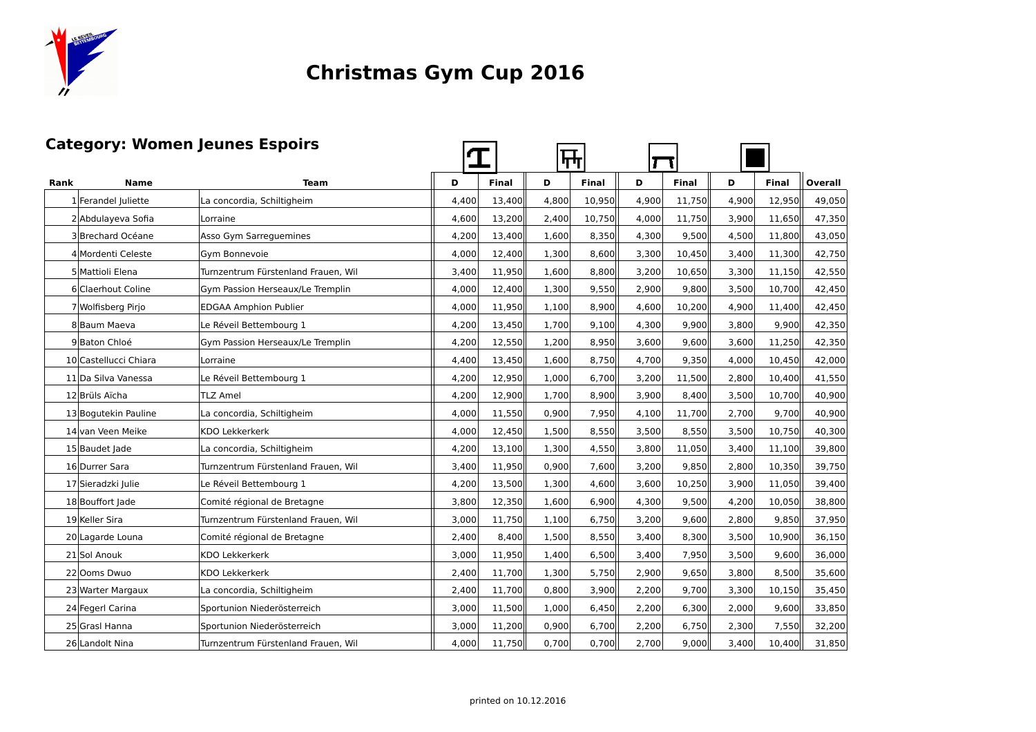# Christmas Gym Cup 2016

## Category: Women Jeunes Espoirs

| Rank | Name | Team | D | Final | D | Final | D | Final | D | Final | Overall |
|---|---|---|---|---|---|---|---|---|---|---|---|
| 1 | Ferandel Juliette | La concordia, Schiltigheim | 4,400 | 13,400 | 4,800 | 10,950 | 4,900 | 11,750 | 4,900 | 12,950 | 49,050 |
| 2 | Abdulayeva Sofia | Lorraine | 4,600 | 13,200 | 2,400 | 10,750 | 4,000 | 11,750 | 3,900 | 11,650 | 47,350 |
| 3 | Brechard Océane | Asso Gym Sarreguemines | 4,200 | 13,400 | 1,600 | 8,350 | 4,300 | 9,500 | 4,500 | 11,800 | 43,050 |
| 4 | Mordenti Celeste | Gym Bonnevoie | 4,000 | 12,400 | 1,300 | 8,600 | 3,300 | 10,450 | 3,400 | 11,300 | 42,750 |
| 5 | Mattioli Elena | Turnzentrum Fürstenland Frauen, Wil | 3,400 | 11,950 | 1,600 | 8,800 | 3,200 | 10,650 | 3,300 | 11,150 | 42,550 |
| 6 | Claerhout Coline | Gym Passion Herseaux/Le Tremplin | 4,000 | 12,400 | 1,300 | 9,550 | 2,900 | 9,800 | 3,500 | 10,700 | 42,450 |
| 7 | Wolfisberg Pirjo | EDGAA Amphion Publier | 4,000 | 11,950 | 1,100 | 8,900 | 4,600 | 10,200 | 4,900 | 11,400 | 42,450 |
| 8 | Baum Maeva | Le Réveil Bettembourg 1 | 4,200 | 13,450 | 1,700 | 9,100 | 4,300 | 9,900 | 3,800 | 9,900 | 42,350 |
| 9 | Baton Chloé | Gym Passion Herseaux/Le Tremplin | 4,200 | 12,550 | 1,200 | 8,950 | 3,600 | 9,600 | 3,600 | 11,250 | 42,350 |
| 10 | Castellucci Chiara | Lorraine | 4,400 | 13,450 | 1,600 | 8,750 | 4,700 | 9,350 | 4,000 | 10,450 | 42,000 |
| 11 | Da Silva Vanessa | Le Réveil Bettembourg 1 | 4,200 | 12,950 | 1,000 | 6,700 | 3,200 | 11,500 | 2,800 | 10,400 | 41,550 |
| 12 | Brüls Aïcha | TLZ Amel | 4,200 | 12,900 | 1,700 | 8,900 | 3,900 | 8,400 | 3,500 | 10,700 | 40,900 |
| 13 | Bogutekin Pauline | La concordia, Schiltigheim | 4,000 | 11,550 | 0,900 | 7,950 | 4,100 | 11,700 | 2,700 | 9,700 | 40,900 |
| 14 | van Veen Meike | KDO Lekkerkerk | 4,000 | 12,450 | 1,500 | 8,550 | 3,500 | 8,550 | 3,500 | 10,750 | 40,300 |
| 15 | Baudet Jade | La concordia, Schiltigheim | 4,200 | 13,100 | 1,300 | 4,550 | 3,800 | 11,050 | 3,400 | 11,100 | 39,800 |
| 16 | Durrer Sara | Turnzentrum Fürstenland Frauen, Wil | 3,400 | 11,950 | 0,900 | 7,600 | 3,200 | 9,850 | 2,800 | 10,350 | 39,750 |
| 17 | Sieradzki Julie | Le Réveil Bettembourg 1 | 4,200 | 13,500 | 1,300 | 4,600 | 3,600 | 10,250 | 3,900 | 11,050 | 39,400 |
| 18 | Bouffort Jade | Comité régional de Bretagne | 3,800 | 12,350 | 1,600 | 6,900 | 4,300 | 9,500 | 4,200 | 10,050 | 38,800 |
| 19 | Keller Sira | Turnzentrum Fürstenland Frauen, Wil | 3,000 | 11,750 | 1,100 | 6,750 | 3,200 | 9,600 | 2,800 | 9,850 | 37,950 |
| 20 | Lagarde Louna | Comité régional de Bretagne | 2,400 | 8,400 | 1,500 | 8,550 | 3,400 | 8,300 | 3,500 | 10,900 | 36,150 |
| 21 | Sol Anouk | KDO Lekkerkerk | 3,000 | 11,950 | 1,400 | 6,500 | 3,400 | 7,950 | 3,500 | 9,600 | 36,000 |
| 22 | Ooms Dwuo | KDO Lekkerkerk | 2,400 | 11,700 | 1,300 | 5,750 | 2,900 | 9,650 | 3,800 | 8,500 | 35,600 |
| 23 | Warter Margaux | La concordia, Schiltigheim | 2,400 | 11,700 | 0,800 | 3,900 | 2,200 | 9,700 | 3,300 | 10,150 | 35,450 |
| 24 | Fegerl Carina | Sportunion Niederösterreich | 3,000 | 11,500 | 1,000 | 6,450 | 2,200 | 6,300 | 2,000 | 9,600 | 33,850 |
| 25 | Grasl Hanna | Sportunion Niederösterreich | 3,000 | 11,200 | 0,900 | 6,700 | 2,200 | 6,750 | 2,300 | 7,550 | 32,200 |
| 26 | Landolt Nina | Turnzentrum Fürstenland Frauen, Wil | 4,000 | 11,750 | 0,700 | 0,700 | 2,700 | 9,000 | 3,400 | 10,400 | 31,850 |

printed on 10.12.2016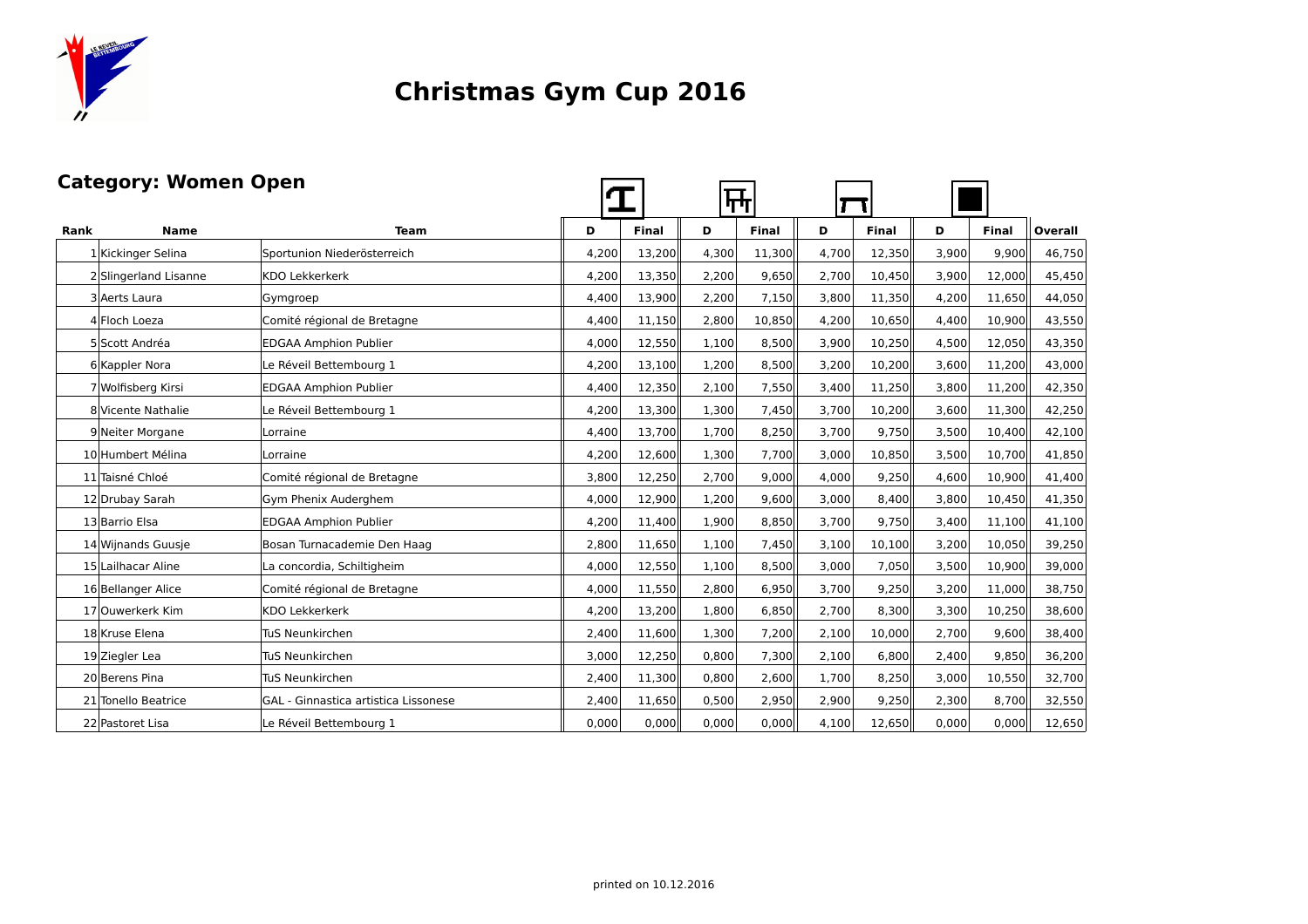# Christmas Gym Cup 2016

## Category: Women Open

| Rank | Name | Team | D | Final | D | Final | D | Final | D | Final | Overall |
|---|---|---|---|---|---|---|---|---|---|---|---|
| 1 | Kickinger Selina | Sportunion Niederösterreich | 4,200 | 13,200 | 4,300 | 11,300 | 4,700 | 12,350 | 3,900 | 9,900 | 46,750 |
| 2 | Slingerland Lisanne | KDO Lekkerkerk | 4,200 | 13,350 | 2,200 | 9,650 | 2,700 | 10,450 | 3,900 | 12,000 | 45,450 |
| 3 | Aerts Laura | Gymgroep | 4,400 | 13,900 | 2,200 | 7,150 | 3,800 | 11,350 | 4,200 | 11,650 | 44,050 |
| 4 | Floch Loeza | Comité régional de Bretagne | 4,400 | 11,150 | 2,800 | 10,850 | 4,200 | 10,650 | 4,400 | 10,900 | 43,550 |
| 5 | Scott Andréa | EDGAA Amphion Publier | 4,000 | 12,550 | 1,100 | 8,500 | 3,900 | 10,250 | 4,500 | 12,050 | 43,350 |
| 6 | Kappler Nora | Le Réveil Bettembourg 1 | 4,200 | 13,100 | 1,200 | 8,500 | 3,200 | 10,200 | 3,600 | 11,200 | 43,000 |
| 7 | Wolfisberg Kirsi | EDGAA Amphion Publier | 4,400 | 12,350 | 2,100 | 7,550 | 3,400 | 11,250 | 3,800 | 11,200 | 42,350 |
| 8 | Vicente Nathalie | Le Réveil Bettembourg 1 | 4,200 | 13,300 | 1,300 | 7,450 | 3,700 | 10,200 | 3,600 | 11,300 | 42,250 |
| 9 | Neiter Morgane | Lorraine | 4,400 | 13,700 | 1,700 | 8,250 | 3,700 | 9,750 | 3,500 | 10,400 | 42,100 |
| 10 | Humbert Mélina | Lorraine | 4,200 | 12,600 | 1,300 | 7,700 | 3,000 | 10,850 | 3,500 | 10,700 | 41,850 |
| 11 | Taisné Chloé | Comité régional de Bretagne | 3,800 | 12,250 | 2,700 | 9,000 | 4,000 | 9,250 | 4,600 | 10,900 | 41,400 |
| 12 | Drubay Sarah | Gym Phenix Auderghem | 4,000 | 12,900 | 1,200 | 9,600 | 3,000 | 8,400 | 3,800 | 10,450 | 41,350 |
| 13 | Barrio Elsa | EDGAA Amphion Publier | 4,200 | 11,400 | 1,900 | 8,850 | 3,700 | 9,750 | 3,400 | 11,100 | 41,100 |
| 14 | Wijnands Guusje | Bosan Turnacademie Den Haag | 2,800 | 11,650 | 1,100 | 7,450 | 3,100 | 10,100 | 3,200 | 10,050 | 39,250 |
| 15 | Lailhacar Aline | La concordia, Schiltigheim | 4,000 | 12,550 | 1,100 | 8,500 | 3,000 | 7,050 | 3,500 | 10,900 | 39,000 |
| 16 | Bellanger Alice | Comité régional de Bretagne | 4,000 | 11,550 | 2,800 | 6,950 | 3,700 | 9,250 | 3,200 | 11,000 | 38,750 |
| 17 | Ouwerkerk Kim | KDO Lekkerkerk | 4,200 | 13,200 | 1,800 | 6,850 | 2,700 | 8,300 | 3,300 | 10,250 | 38,600 |
| 18 | Kruse Elena | TuS Neunkirchen | 2,400 | 11,600 | 1,300 | 7,200 | 2,100 | 10,000 | 2,700 | 9,600 | 38,400 |
| 19 | Ziegler Lea | TuS Neunkirchen | 3,000 | 12,250 | 0,800 | 7,300 | 2,100 | 6,800 | 2,400 | 9,850 | 36,200 |
| 20 | Berens Pina | TuS Neunkirchen | 2,400 | 11,300 | 0,800 | 2,600 | 1,700 | 8,250 | 3,000 | 10,550 | 32,700 |
| 21 | Tonello Beatrice | GAL - Ginnastica artistica Lissonese | 2,400 | 11,650 | 0,500 | 2,950 | 2,900 | 9,250 | 2,300 | 8,700 | 32,550 |
| 22 | Pastoret Lisa | Le Réveil Bettembourg 1 | 0,000 | 0,000 | 0,000 | 0,000 | 4,100 | 12,650 | 0,000 | 0,000 | 12,650 |

printed on 10.12.2016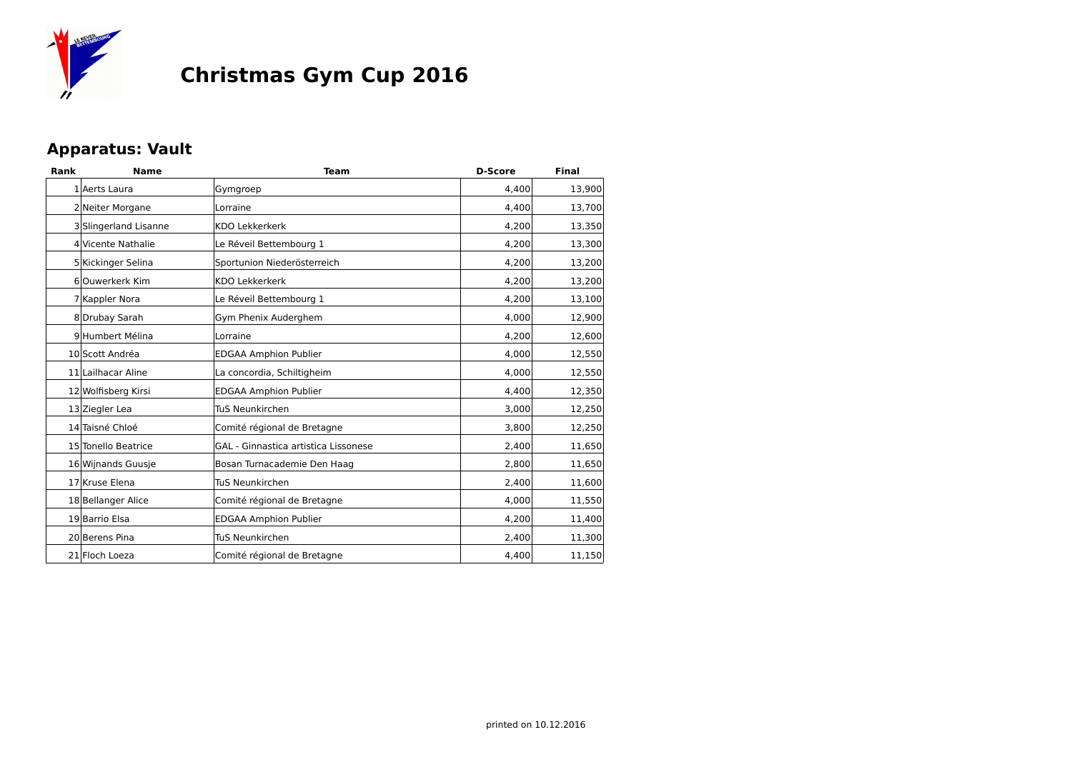# Christmas Gym Cup 2016

## Apparatus: Vault

| Rank | Name | Team | D-Score | Final |
|---|---|---|---|---|
| 1 | Aerts Laura | Gymgroep | 4,400 | 13,900 |
| 2 | Neiter Morgane | Lorraine | 4,400 | 13,700 |
| 3 | Slingerland Lisanne | KDO Lekkerkerk | 4,200 | 13,350 |
| 4 | Vicente Nathalie | Le Réveil Bettembourg 1 | 4,200 | 13,300 |
| 5 | Kickinger Selina | Sportunion Niederösterreich | 4,200 | 13,200 |
| 6 | Ouwerkerk Kim | KDO Lekkerkerk | 4,200 | 13,200 |
| 7 | Kappler Nora | Le Réveil Bettembourg 1 | 4,200 | 13,100 |
| 8 | Drubay Sarah | Gym Phenix Auderghem | 4,000 | 12,900 |
| 9 | Humbert Mélina | Lorraine | 4,200 | 12,600 |
| 10 | Scott Andréa | EDGAA Amphion Publier | 4,000 | 12,550 |
| 11 | Lailhacar Aline | La concordia, Schiltigheim | 4,000 | 12,550 |
| 12 | Wolfisberg Kirsi | EDGAA Amphion Publier | 4,400 | 12,350 |
| 13 | Ziegler Lea | TuS Neunkirchen | 3,000 | 12,250 |
| 14 | Taisné Chloé | Comité régional de Bretagne | 3,800 | 12,250 |
| 15 | Tonello Beatrice | GAL - Ginnastica artistica Lissonese | 2,400 | 11,650 |
| 16 | Wijnands Guusje | Bosan Turnacademie Den Haag | 2,800 | 11,650 |
| 17 | Kruse Elena | TuS Neunkirchen | 2,400 | 11,600 |
| 18 | Bellanger Alice | Comité régional de Bretagne | 4,000 | 11,550 |
| 19 | Barrio Elsa | EDGAA Amphion Publier | 4,200 | 11,400 |
| 20 | Berens Pina | TuS Neunkirchen | 2,400 | 11,300 |
| 21 | Floch Loeza | Comité régional de Bretagne | 4,400 | 11,150 |

printed on 10.12.2016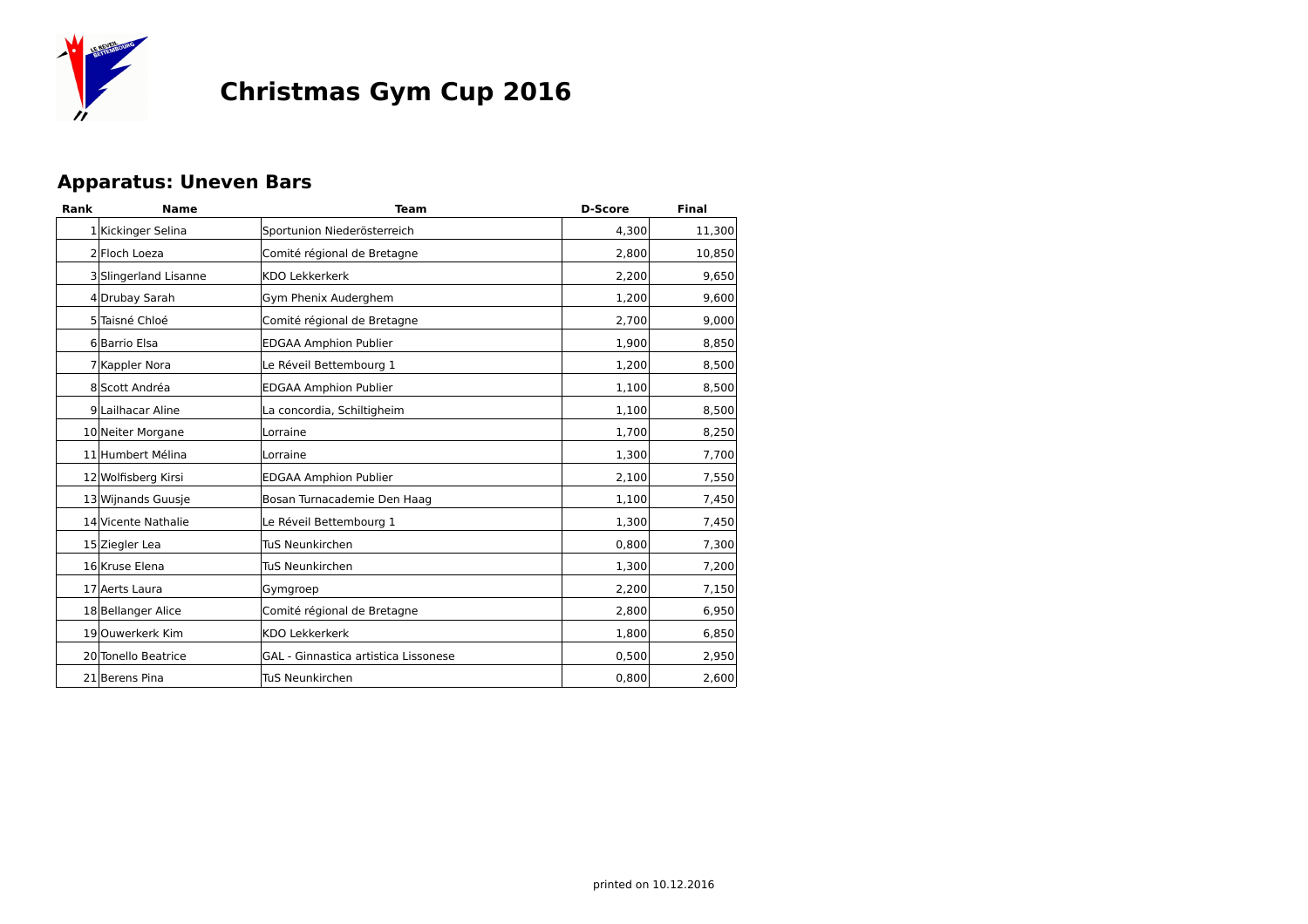# Christmas Gym Cup 2016

## Apparatus: Uneven Bars

| Rank | Name | Team | D-Score | Final |
|---|---|---|---|---|
| 1 | Kickinger Selina | Sportunion Niederösterreich | 4,300 | 11,300 |
| 2 | Floch Loeza | Comité régional de Bretagne | 2,800 | 10,850 |
| 3 | Slingerland Lisanne | KDO Lekkerkerk | 2,200 | 9,650 |
| 4 | Drubay Sarah | Gym Phenix Auderghem | 1,200 | 9,600 |
| 5 | Taisné Chloé | Comité régional de Bretagne | 2,700 | 9,000 |
| 6 | Barrio Elsa | EDGAA Amphion Publier | 1,900 | 8,850 |
| 7 | Kappler Nora | Le Réveil Bettembourg 1 | 1,200 | 8,500 |
| 8 | Scott Andréa | EDGAA Amphion Publier | 1,100 | 8,500 |
| 9 | Lailhacar Aline | La concordia, Schiltigheim | 1,100 | 8,500 |
| 10 | Neiter Morgane | Lorraine | 1,700 | 8,250 |
| 11 | Humbert Mélina | Lorraine | 1,300 | 7,700 |
| 12 | Wolfisberg Kirsi | EDGAA Amphion Publier | 2,100 | 7,550 |
| 13 | Wijnands Guusje | Bosan Turnacademie Den Haag | 1,100 | 7,450 |
| 14 | Vicente Nathalie | Le Réveil Bettembourg 1 | 1,300 | 7,450 |
| 15 | Ziegler Lea | TuS Neunkirchen | 0,800 | 7,300 |
| 16 | Kruse Elena | TuS Neunkirchen | 1,300 | 7,200 |
| 17 | Aerts Laura | Gymgroep | 2,200 | 7,150 |
| 18 | Bellanger Alice | Comité régional de Bretagne | 2,800 | 6,950 |
| 19 | Ouwerkerk Kim | KDO Lekkerkerk | 1,800 | 6,850 |
| 20 | Tonello Beatrice | GAL - Ginnastica artistica Lissonese | 0,500 | 2,950 |
| 21 | Berens Pina | TuS Neunkirchen | 0,800 | 2,600 |

printed on 10.12.2016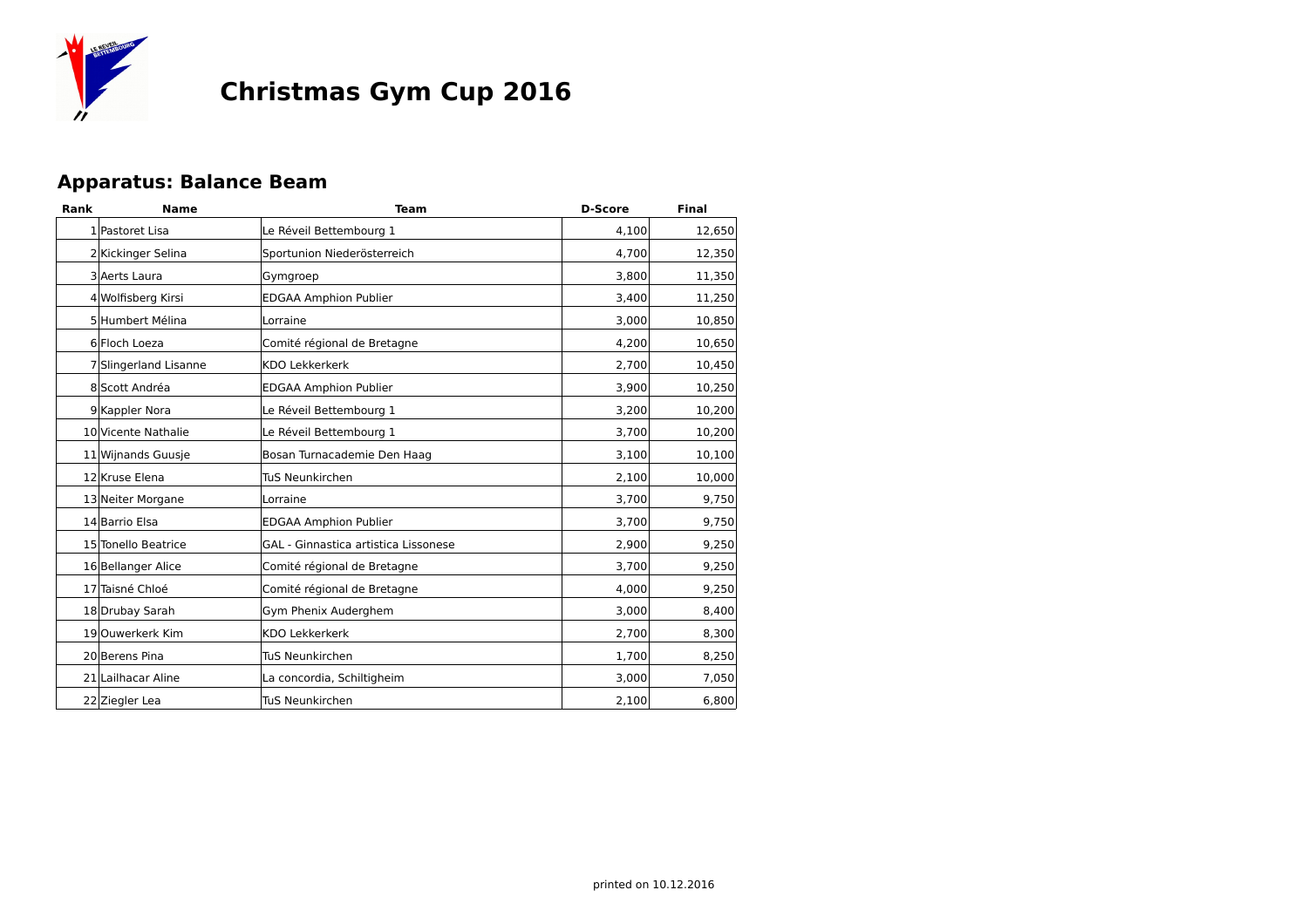# Christmas Gym Cup 2016

## Apparatus: Balance Beam

| Rank | Name | Team | D-Score | Final |
|---|---|---|---|---|
| 1 | Pastoret Lisa | Le Réveil Bettembourg 1 | 4,100 | 12,650 |
| 2 | Kickinger Selina | Sportunion Niederösterreich | 4,700 | 12,350 |
| 3 | Aerts Laura | Gymgroep | 3,800 | 11,350 |
| 4 | Wolfisberg Kirsi | EDGAA Amphion Publier | 3,400 | 11,250 |
| 5 | Humbert Mélina | Lorraine | 3,000 | 10,850 |
| 6 | Floch Loeza | Comité régional de Bretagne | 4,200 | 10,650 |
| 7 | Slingerland Lisanne | KDO Lekkerkerk | 2,700 | 10,450 |
| 8 | Scott Andréa | EDGAA Amphion Publier | 3,900 | 10,250 |
| 9 | Kappler Nora | Le Réveil Bettembourg 1 | 3,200 | 10,200 |
| 10 | Vicente Nathalie | Le Réveil Bettembourg 1 | 3,700 | 10,200 |
| 11 | Wijnands Guusje | Bosan Turnacademie Den Haag | 3,100 | 10,100 |
| 12 | Kruse Elena | TuS Neunkirchen | 2,100 | 10,000 |
| 13 | Neiter Morgane | Lorraine | 3,700 | 9,750 |
| 14 | Barrio Elsa | EDGAA Amphion Publier | 3,700 | 9,750 |
| 15 | Tonello Beatrice | GAL - Ginnastica artistica Lissonese | 2,900 | 9,250 |
| 16 | Bellanger Alice | Comité régional de Bretagne | 3,700 | 9,250 |
| 17 | Taisné Chloé | Comité régional de Bretagne | 4,000 | 9,250 |
| 18 | Drubay Sarah | Gym Phenix Auderghem | 3,000 | 8,400 |
| 19 | Ouwerkerk Kim | KDO Lekkerkerk | 2,700 | 8,300 |
| 20 | Berens Pina | TuS Neunkirchen | 1,700 | 8,250 |
| 21 | Lailhacar Aline | La concordia, Schiltigheim | 3,000 | 7,050 |
| 22 | Ziegler Lea | TuS Neunkirchen | 2,100 | 6,800 |

printed on 10.12.2016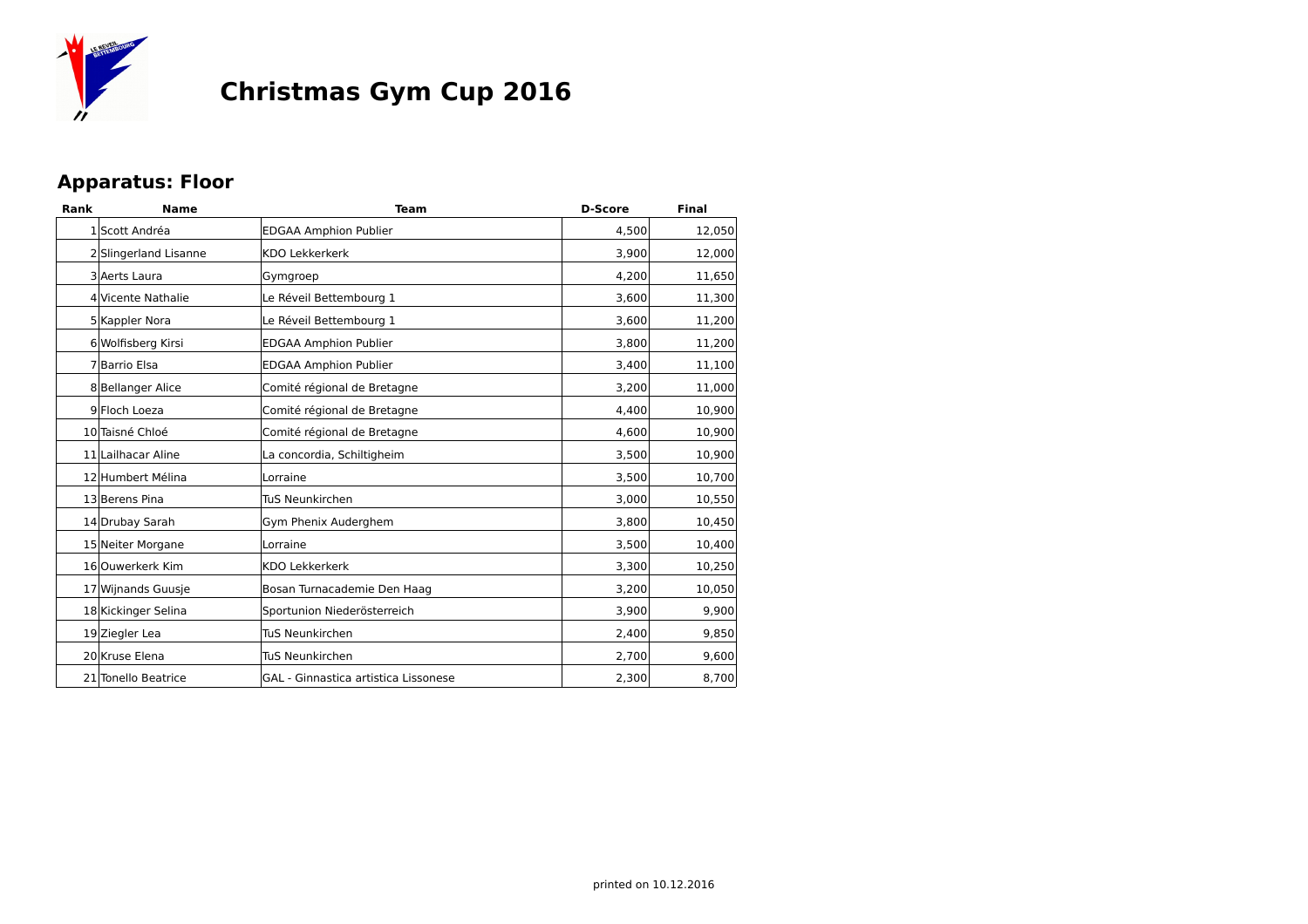# Christmas Gym Cup 2016

## Apparatus: Floor

| Rank | Name | Team | D-Score | Final |
|---|---|---|---|---|
| 1 | Scott Andréa | EDGAA Amphion Publier | 4,500 | 12,050 |
| 2 | Slingerland Lisanne | KDO Lekkerkerk | 3,900 | 12,000 |
| 3 | Aerts Laura | Gymgroep | 4,200 | 11,650 |
| 4 | Vicente Nathalie | Le Réveil Bettembourg 1 | 3,600 | 11,300 |
| 5 | Kappler Nora | Le Réveil Bettembourg 1 | 3,600 | 11,200 |
| 6 | Wolfisberg Kirsi | EDGAA Amphion Publier | 3,800 | 11,200 |
| 7 | Barrio Elsa | EDGAA Amphion Publier | 3,400 | 11,100 |
| 8 | Bellanger Alice | Comité régional de Bretagne | 3,200 | 11,000 |
| 9 | Floch Loeza | Comité régional de Bretagne | 4,400 | 10,900 |
| 10 | Taisné Chloé | Comité régional de Bretagne | 4,600 | 10,900 |
| 11 | Lailhacar Aline | La concordia, Schiltigheim | 3,500 | 10,900 |
| 12 | Humbert Mélina | Lorraine | 3,500 | 10,700 |
| 13 | Berens Pina | TuS Neunkirchen | 3,000 | 10,550 |
| 14 | Drubay Sarah | Gym Phenix Auderghem | 3,800 | 10,450 |
| 15 | Neiter Morgane | Lorraine | 3,500 | 10,400 |
| 16 | Ouwerkerk Kim | KDO Lekkerkerk | 3,300 | 10,250 |
| 17 | Wijnands Guusje | Bosan Turnacademie Den Haag | 3,200 | 10,050 |
| 18 | Kickinger Selina | Sportunion Niederösterreich | 3,900 | 9,900 |
| 19 | Ziegler Lea | TuS Neunkirchen | 2,400 | 9,850 |
| 20 | Kruse Elena | TuS Neunkirchen | 2,700 | 9,600 |
| 21 | Tonello Beatrice | GAL - Ginnastica artistica Lissonese | 2,300 | 8,700 |

printed on 10.12.2016